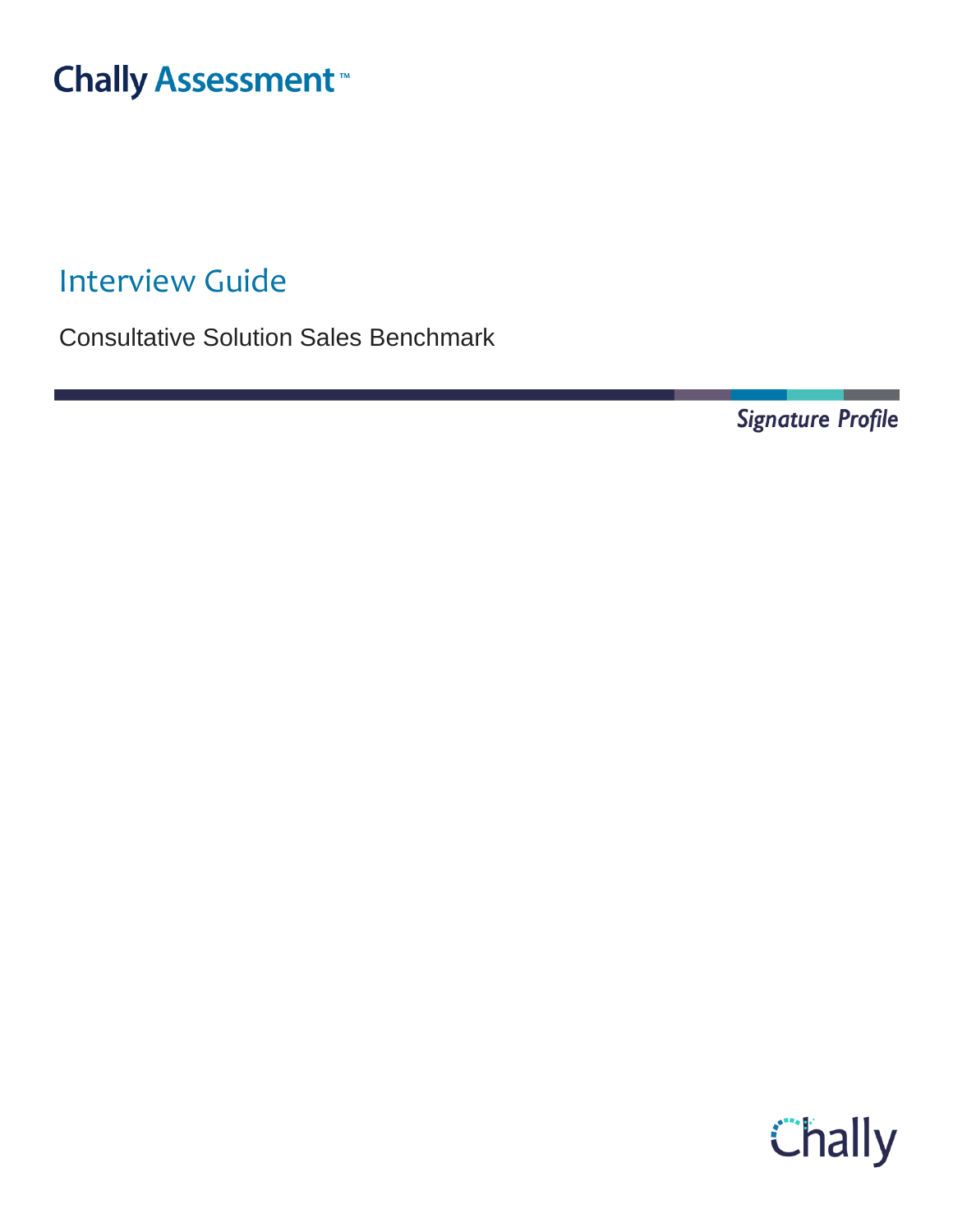Chally Assessment™

# Interview Guide

Consultative Solution Sales Benchmark

*Signature Profile*

Chally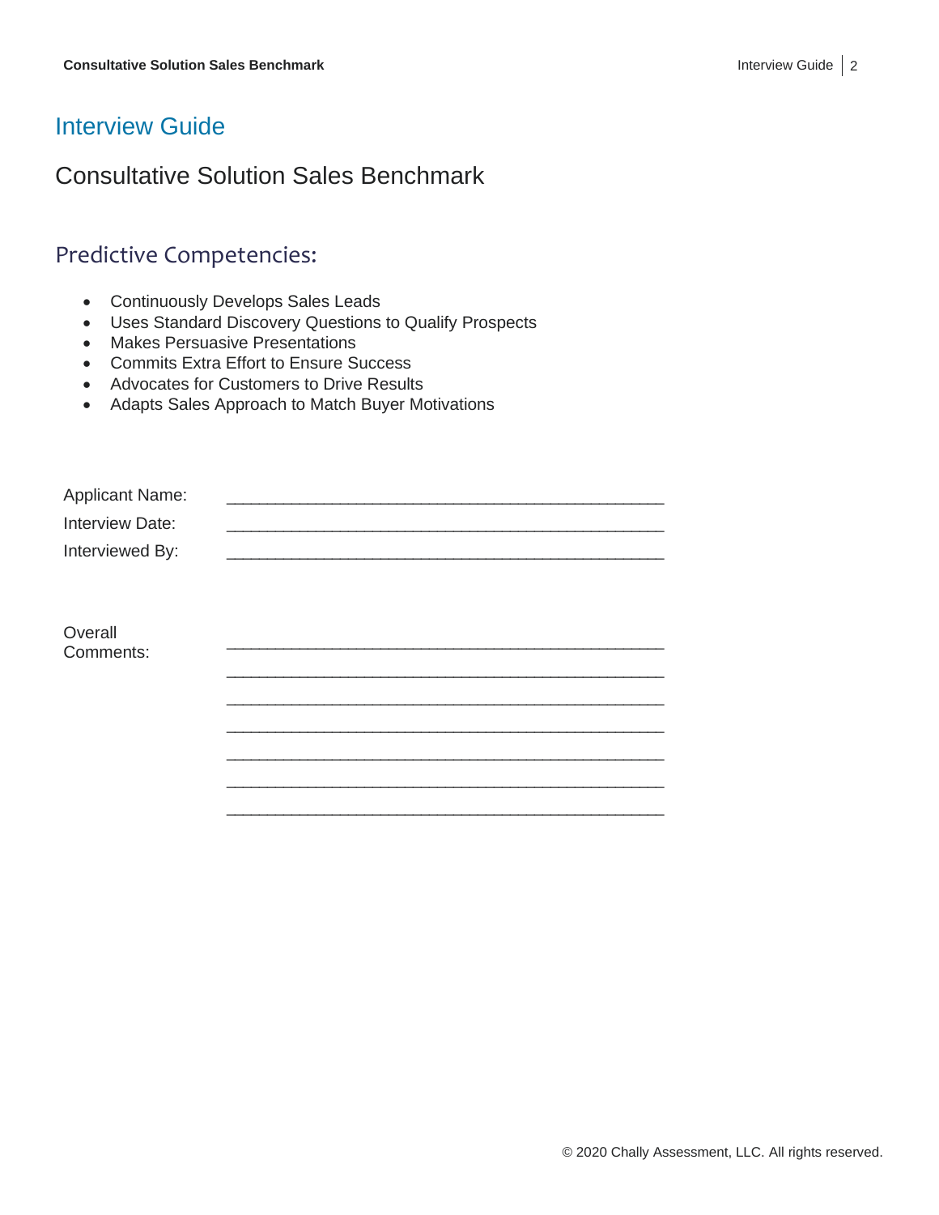# Interview Guide

## Consultative Solution Sales Benchmark

### Predictive Competencies:

- Continuously Develops Sales Leads
- Uses Standard Discovery Questions to Qualify Prospects
- Makes Persuasive Presentations
- Commits Extra Effort to Ensure Success
- Advocates for Customers to Drive Results
- Adapts Sales Approach to Match Buyer Motivations

Applicant Name: ______________________________________________

Interview Date: ______________________________________________

Interviewed By: ______________________________________________

Overall Comments: ______________________________________________

______________________________________________

______________________________________________

______________________________________________

______________________________________________

______________________________________________

______________________________________________

© 2020 Chally Assessment, LLC. All rights reserved.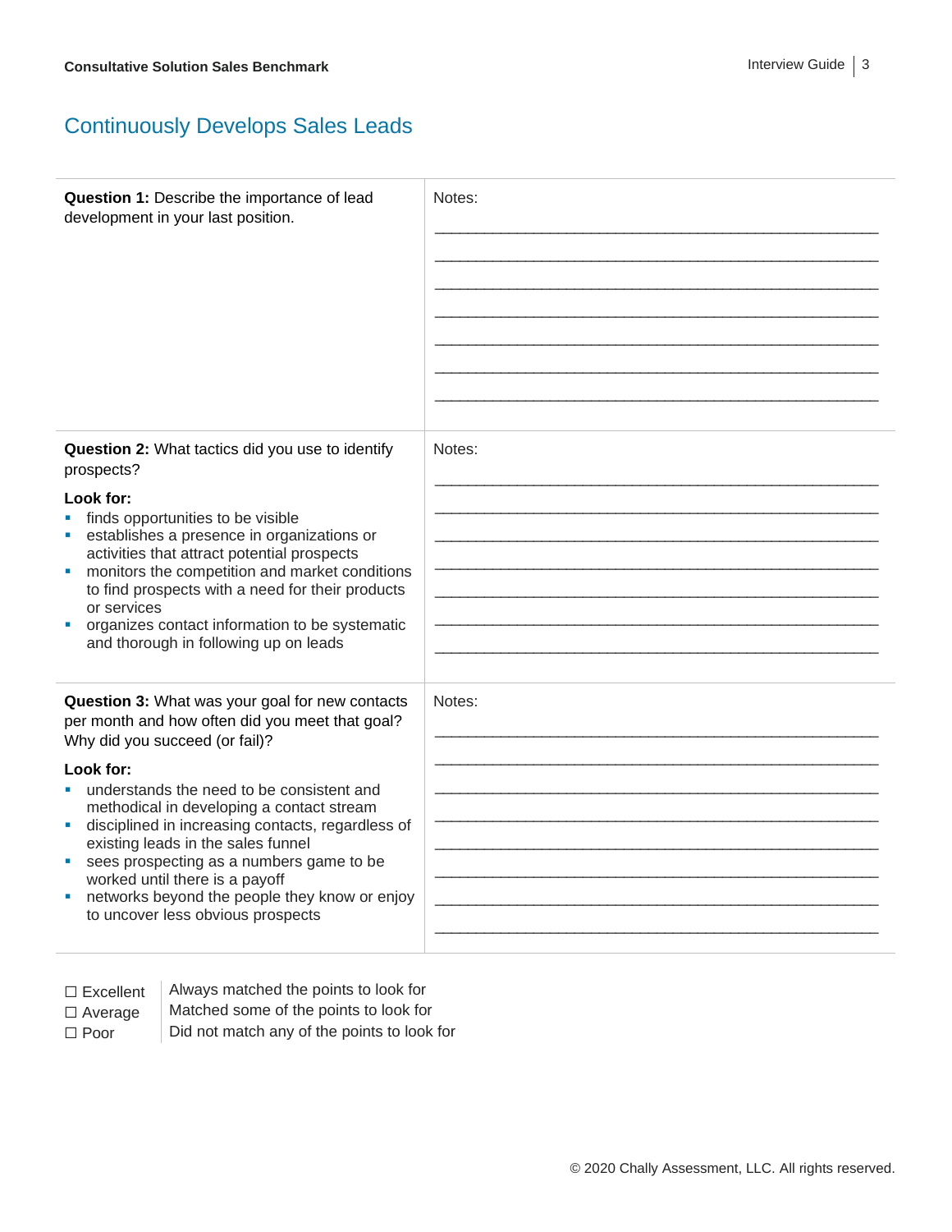## Continuously Develops Sales Leads

| | |
|---|---|
| **Question 1:** Describe the importance of lead development in your last position. | Notes: |
| **Question 2:** What tactics did you use to identify prospects?<br><br>**Look for:**<br>- finds opportunities to be visible<br>- establishes a presence in organizations or activities that attract potential prospects<br>- monitors the competition and market conditions to find prospects with a need for their products or services<br>- organizes contact information to be systematic and thorough in following up on leads | Notes: |
| **Question 3:** What was your goal for new contacts per month and how often did you meet that goal? Why did you succeed (or fail)?<br><br>**Look for:**<br>- understands the need to be consistent and methodical in developing a contact stream<br>- disciplined in increasing contacts, regardless of existing leads in the sales funnel<br>- sees prospecting as a numbers game to be worked until there is a payoff<br>- networks beyond the people they know or enjoy to uncover less obvious prospects | Notes: |

| | |
|---|---|
| ☐ Excellent | Always matched the points to look for |
| ☐ Average | Matched some of the points to look for |
| ☐ Poor | Did not match any of the points to look for |

© 2020 Chally Assessment, LLC. All rights reserved.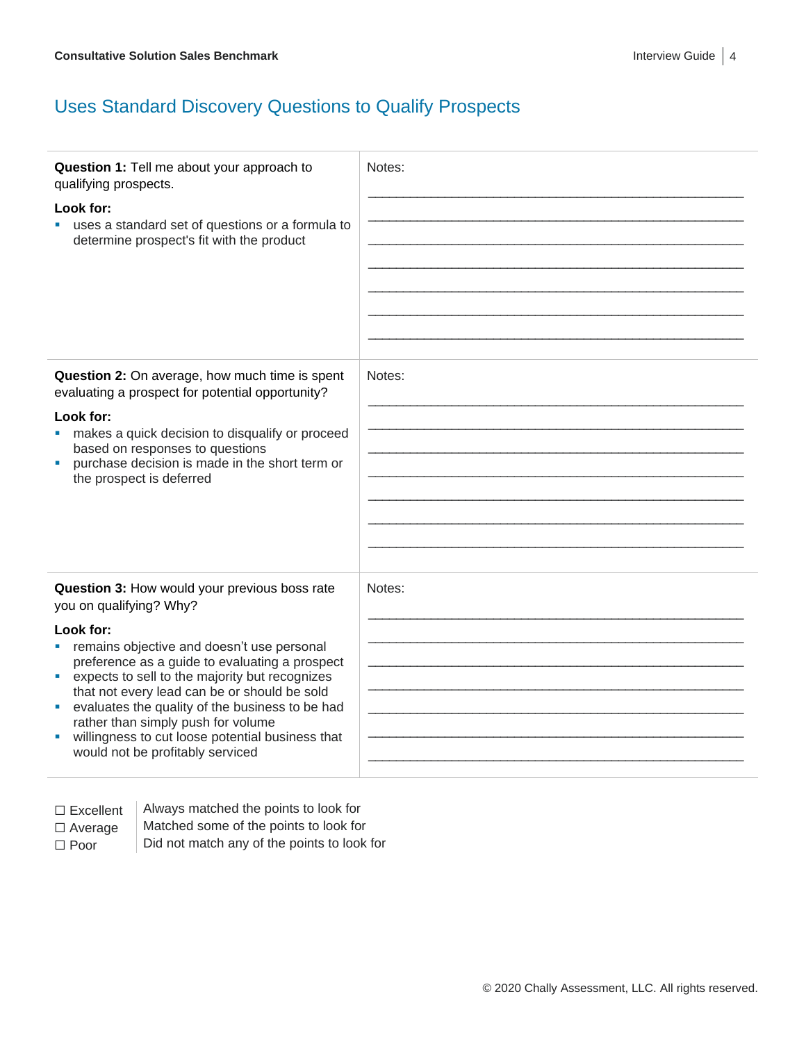## Uses Standard Discovery Questions to Qualify Prospects

| Question | Notes |
|---|---|
| **Question 1:** Tell me about your approach to qualifying prospects.<br><br>**Look for:**<br>- uses a standard set of questions or a formula to determine prospect's fit with the product | Notes: |
| **Question 2:** On average, how much time is spent evaluating a prospect for potential opportunity?<br><br>**Look for:**<br>- makes a quick decision to disqualify or proceed based on responses to questions<br>- purchase decision is made in the short term or the prospect is deferred | Notes: |
| **Question 3:** How would your previous boss rate you on qualifying? Why?<br><br>**Look for:**<br>- remains objective and doesn't use personal preference as a guide to evaluating a prospect<br>- expects to sell to the majority but recognizes that not every lead can be or should be sold<br>- evaluates the quality of the business to be had rather than simply push for volume<br>- willingness to cut loose potential business that would not be profitably serviced | Notes: |

| | |
|---|---|
| ☐ Excellent | Always matched the points to look for |
| ☐ Average | Matched some of the points to look for |
| ☐ Poor | Did not match any of the points to look for |

© 2020 Chally Assessment, LLC. All rights reserved.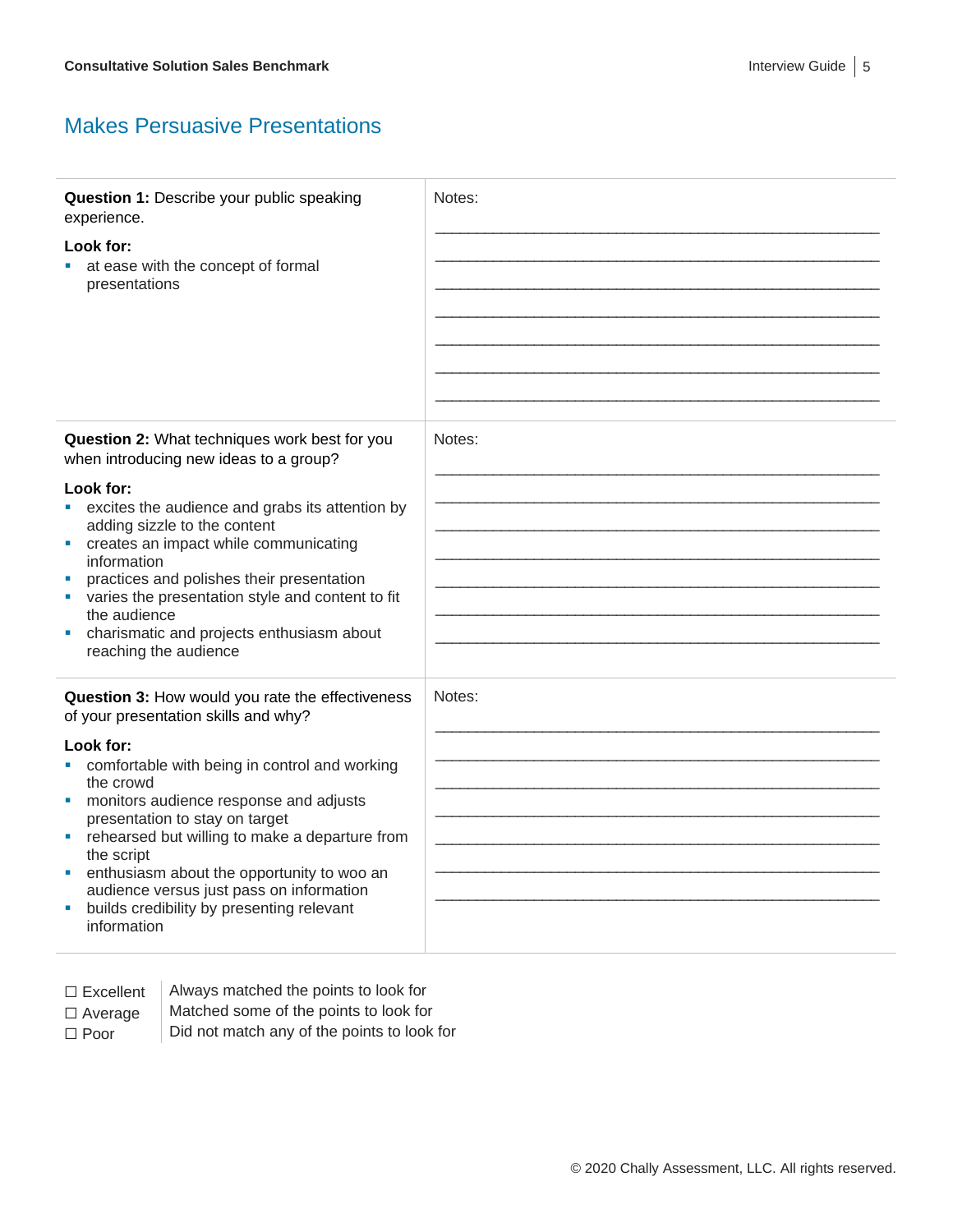## Makes Persuasive Presentations

| | |
|---|---|
| **Question 1:** Describe your public speaking experience.<br><br>**Look for:**<br>▪ at ease with the concept of formal presentations | Notes:<br>______________________________<br>______________________________<br>______________________________<br>______________________________<br>______________________________<br>______________________________<br>______________________________ |
| **Question 2:** What techniques work best for you when introducing new ideas to a group?<br><br>**Look for:**<br>▪ excites the audience and grabs its attention by adding sizzle to the content<br>▪ creates an impact while communicating information<br>▪ practices and polishes their presentation<br>▪ varies the presentation style and content to fit the audience<br>▪ charismatic and projects enthusiasm about reaching the audience | Notes:<br>______________________________<br>______________________________<br>______________________________<br>______________________________<br>______________________________<br>______________________________<br>______________________________ |
| **Question 3:** How would you rate the effectiveness of your presentation skills and why?<br><br>**Look for:**<br>▪ comfortable with being in control and working the crowd<br>▪ monitors audience response and adjusts presentation to stay on target<br>▪ rehearsed but willing to make a departure from the script<br>▪ enthusiasm about the opportunity to woo an audience versus just pass on information<br>▪ builds credibility by presenting relevant information | Notes:<br>______________________________<br>______________________________<br>______________________________<br>______________________________<br>______________________________<br>______________________________<br>______________________________ |

| | |
|---|---|
| ☐ Excellent | Always matched the points to look for |
| ☐ Average | Matched some of the points to look for |
| ☐ Poor | Did not match any of the points to look for |

© 2020 Chally Assessment, LLC. All rights reserved.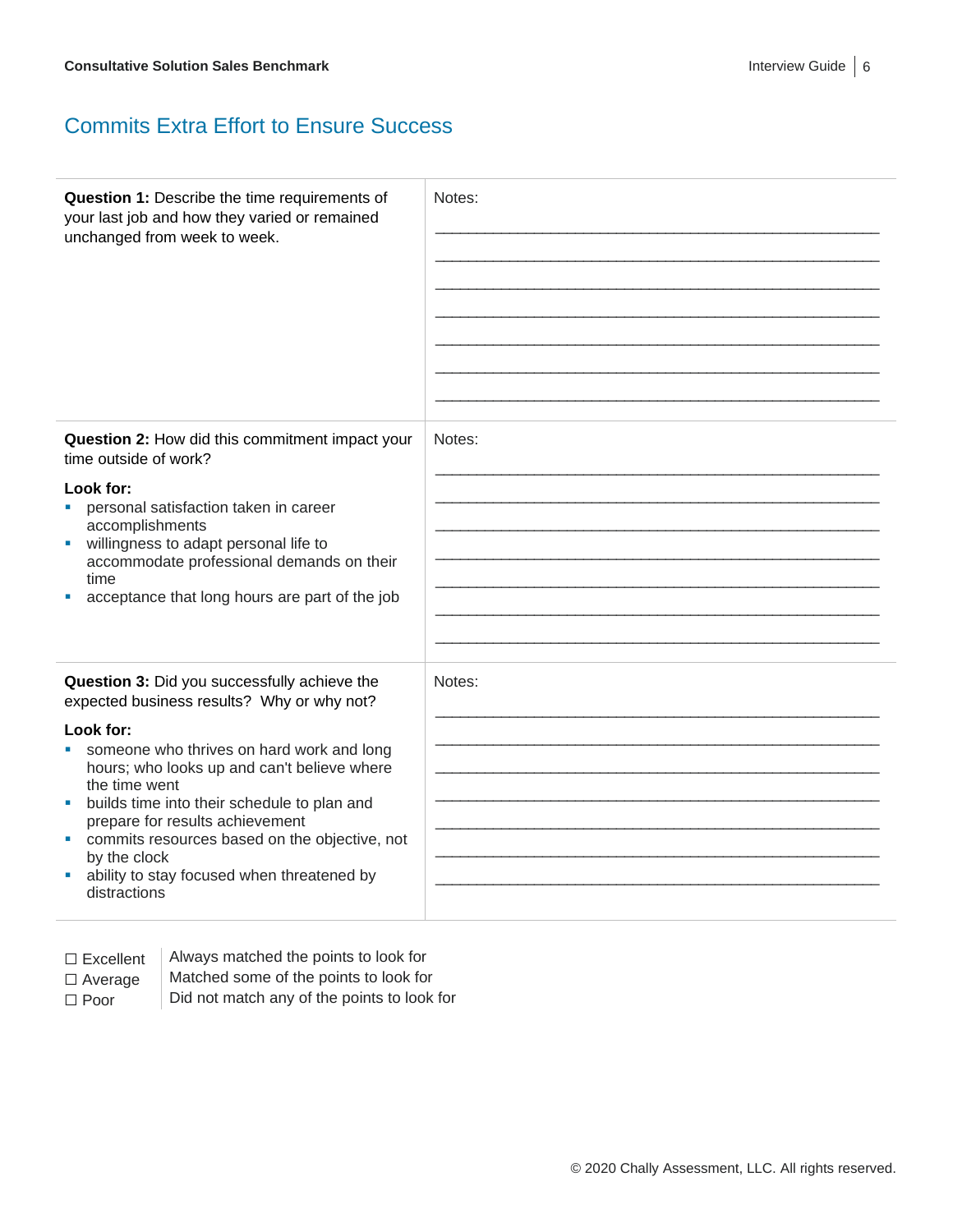## Commits Extra Effort to Ensure Success

| | |
|---|---|
| **Question 1:** Describe the time requirements of your last job and how they varied or remained unchanged from week to week. | Notes:<br>____________________<br>____________________<br>____________________<br>____________________<br>____________________<br>____________________<br>____________________ |
| **Question 2:** How did this commitment impact your time outside of work?<br><br>**Look for:**<br>▪ personal satisfaction taken in career accomplishments<br>▪ willingness to adapt personal life to accommodate professional demands on their time<br>▪ acceptance that long hours are part of the job | Notes:<br>____________________<br>____________________<br>____________________<br>____________________<br>____________________<br>____________________<br>____________________ |
| **Question 3:** Did you successfully achieve the expected business results? Why or why not?<br><br>**Look for:**<br>▪ someone who thrives on hard work and long hours; who looks up and can't believe where the time went<br>▪ builds time into their schedule to plan and prepare for results achievement<br>▪ commits resources based on the objective, not by the clock<br>▪ ability to stay focused when threatened by distractions | Notes:<br>____________________<br>____________________<br>____________________<br>____________________<br>____________________<br>____________________<br>____________________ |

| | |
|---|---|
| ☐ Excellent | Always matched the points to look for |
| ☐ Average | Matched some of the points to look for |
| ☐ Poor | Did not match any of the points to look for |

© 2020 Chally Assessment, LLC. All rights reserved.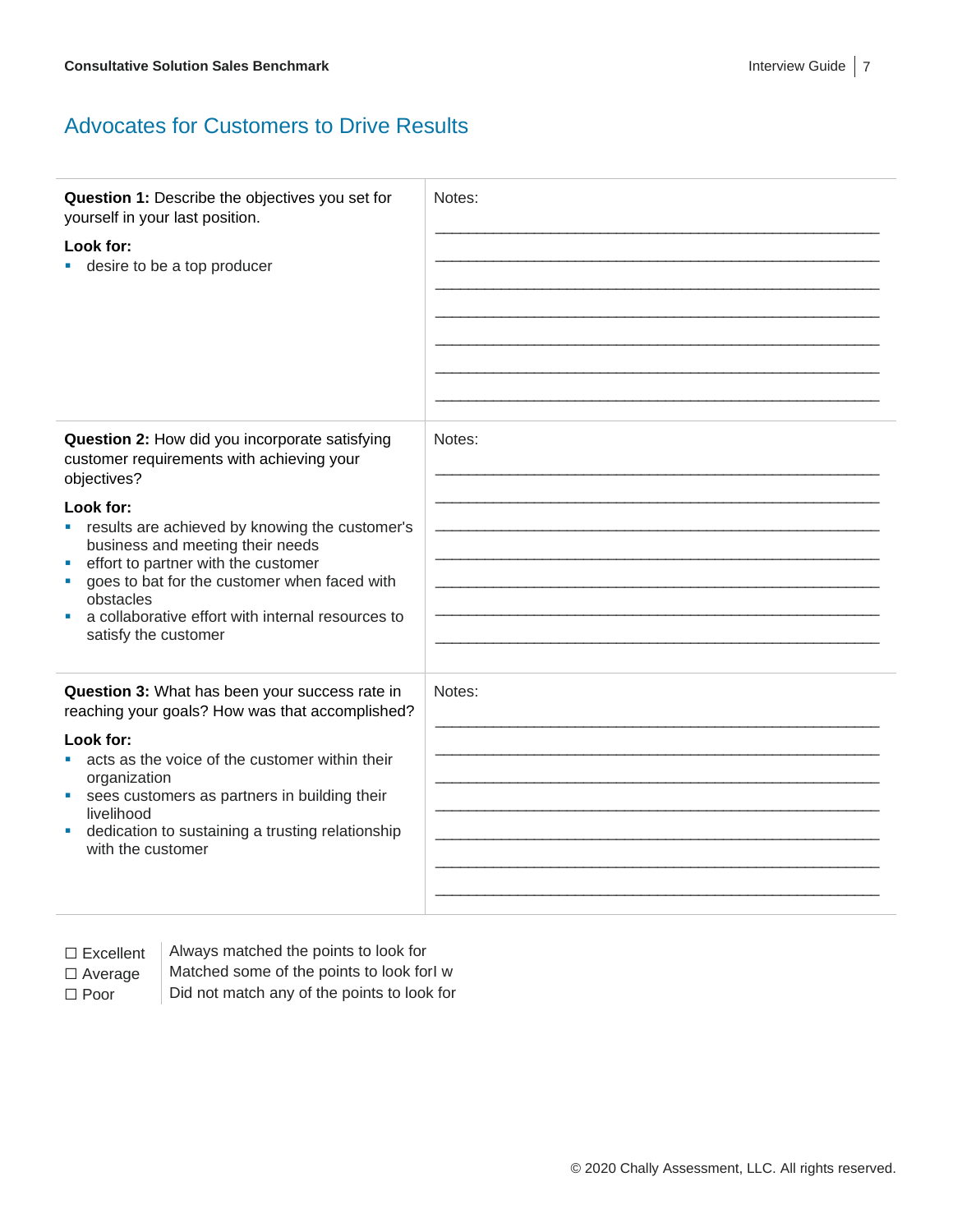## Advocates for Customers to Drive Results

| | |
|---|---|
| **Question 1:** Describe the objectives you set for yourself in your last position.<br><br>**Look for:**<br>- desire to be a top producer | Notes:<br>_______________________________________________<br>_______________________________________________<br>_______________________________________________<br>_______________________________________________<br>_______________________________________________<br>_______________________________________________<br>_______________________________________________ |
| **Question 2:** How did you incorporate satisfying customer requirements with achieving your objectives?<br><br>**Look for:**<br>- results are achieved by knowing the customer's business and meeting their needs<br>- effort to partner with the customer<br>- goes to bat for the customer when faced with obstacles<br>- a collaborative effort with internal resources to satisfy the customer | Notes:<br>_______________________________________________<br>_______________________________________________<br>_______________________________________________<br>_______________________________________________<br>_______________________________________________<br>_______________________________________________<br>_______________________________________________ |
| **Question 3:** What has been your success rate in reaching your goals? How was that accomplished?<br><br>**Look for:**<br>- acts as the voice of the customer within their organization<br>- sees customers as partners in building their livelihood<br>- dedication to sustaining a trusting relationship with the customer | Notes:<br>_______________________________________________<br>_______________________________________________<br>_______________________________________________<br>_______________________________________________<br>_______________________________________________<br>_______________________________________________<br>_______________________________________________ |

| | |
|---|---|
| ☐ Excellent | Always matched the points to look for |
| ☐ Average | Matched some of the points to look forl w |
| ☐ Poor | Did not match any of the points to look for |

© 2020 Chally Assessment, LLC. All rights reserved.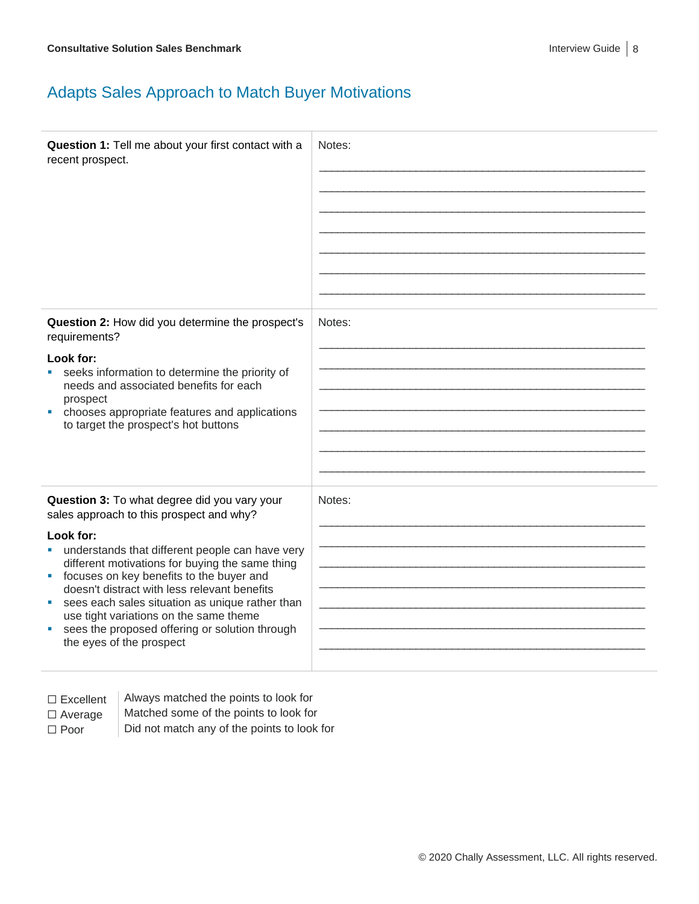## Adapts Sales Approach to Match Buyer Motivations

| | |
|---|---|
| **Question 1:** Tell me about your first contact with a recent prospect. | Notes:<br>________________________________________<br>________________________________________<br>________________________________________<br>________________________________________<br>________________________________________<br>________________________________________<br>________________________________________ |
| **Question 2:** How did you determine the prospect's requirements?<br><br>**Look for:**<br>▪ seeks information to determine the priority of needs and associated benefits for each prospect<br>▪ chooses appropriate features and applications to target the prospect's hot buttons | Notes:<br>________________________________________<br>________________________________________<br>________________________________________<br>________________________________________<br>________________________________________<br>________________________________________<br>________________________________________ |
| **Question 3:** To what degree did you vary your sales approach to this prospect and why?<br><br>**Look for:**<br>▪ understands that different people can have very different motivations for buying the same thing<br>▪ focuses on key benefits to the buyer and doesn't distract with less relevant benefits<br>▪ sees each sales situation as unique rather than use tight variations on the same theme<br>▪ sees the proposed offering or solution through the eyes of the prospect | Notes:<br>________________________________________<br>________________________________________<br>________________________________________<br>________________________________________<br>________________________________________<br>________________________________________<br>________________________________________ |

| | |
|---|---|
| ☐ Excellent | Always matched the points to look for |
| ☐ Average | Matched some of the points to look for |
| ☐ Poor | Did not match any of the points to look for |

© 2020 Chally Assessment, LLC. All rights reserved.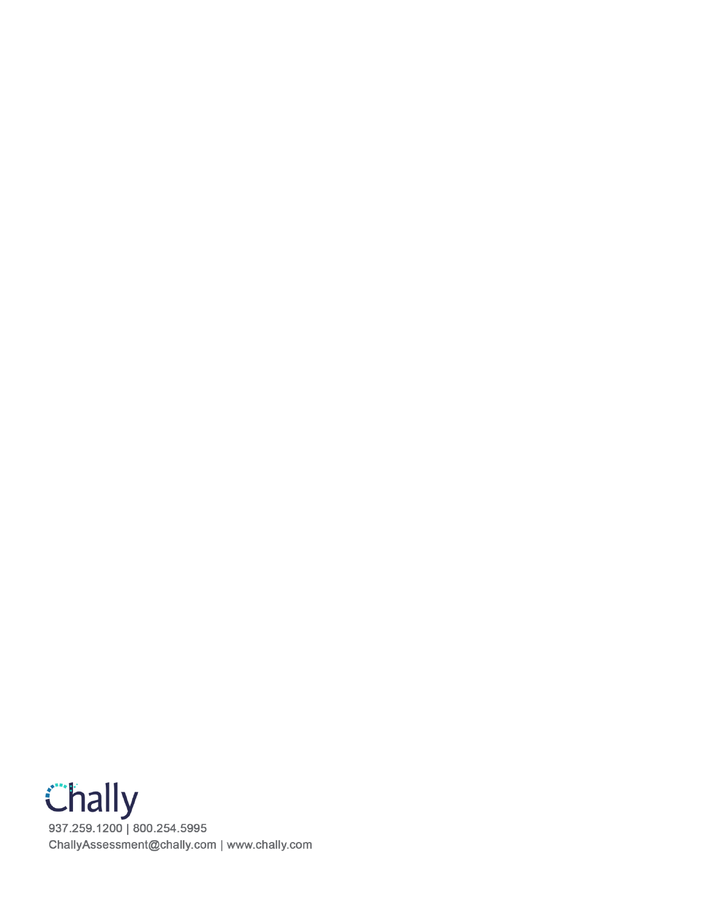Chally

937.259.1200 | 800.254.5995

ChallyAssessment@chally.com | www.chally.com